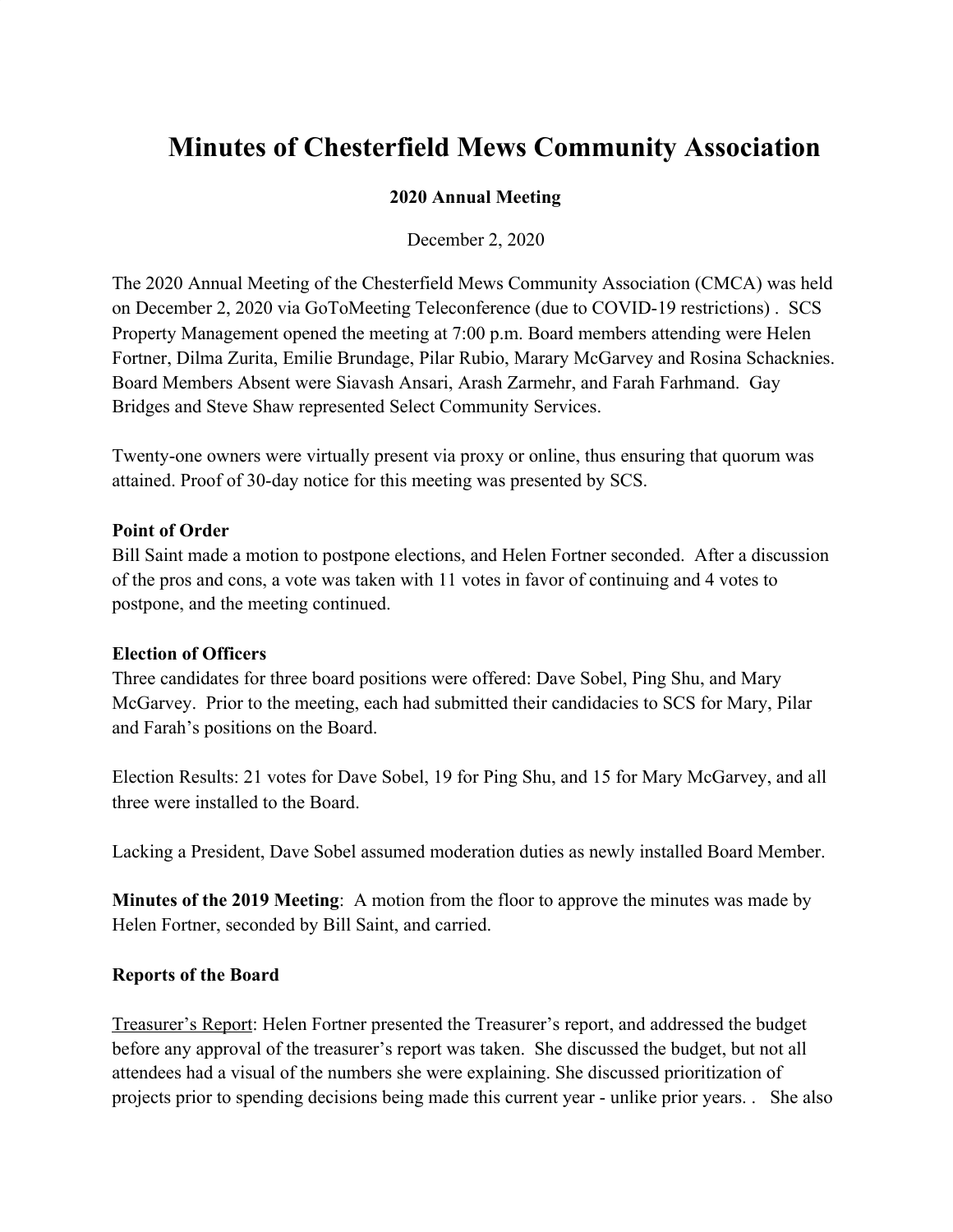# Minutes of Chesterfield Mews Community Association

**2020 Annual Meeting**

December 2, 2020

The 2020 Annual Meeting of the Chesterfield Mews Community Association (CMCA) was held on December 2, 2020 via GoToMeeting Teleconference (due to COVID-19 restrictions) . SCS Property Management opened the meeting at 7:00 p.m. Board members attending were Helen Fortner, Dilma Zurita, Emilie Brundage, Pilar Rubio, Marary McGarvey and Rosina Schacknies. Board Members Absent were Siavash Ansari, Arash Zarmehr, and Farah Farhmand. Gay Bridges and Steve Shaw represented Select Community Services.

Twenty-one owners were virtually present via proxy or online, thus ensuring that quorum was attained. Proof of 30-day notice for this meeting was presented by SCS.

**Point of Order**
Bill Saint made a motion to postpone elections, and Helen Fortner seconded. After a discussion of the pros and cons, a vote was taken with 11 votes in favor of continuing and 4 votes to postpone, and the meeting continued.

**Election of Officers**
Three candidates for three board positions were offered: Dave Sobel, Ping Shu, and Mary McGarvey. Prior to the meeting, each had submitted their candidacies to SCS for Mary, Pilar and Farah's positions on the Board.

Election Results: 21 votes for Dave Sobel, 19 for Ping Shu, and 15 for Mary McGarvey, and all three were installed to the Board.

Lacking a President, Dave Sobel assumed moderation duties as newly installed Board Member.

**Minutes of the 2019 Meeting**: A motion from the floor to approve the minutes was made by Helen Fortner, seconded by Bill Saint, and carried.

**Reports of the Board**

Treasurer's Report: Helen Fortner presented the Treasurer's report, and addressed the budget before any approval of the treasurer's report was taken. She discussed the budget, but not all attendees had a visual of the numbers she were explaining. She discussed prioritization of projects prior to spending decisions being made this current year - unlike prior years. . She also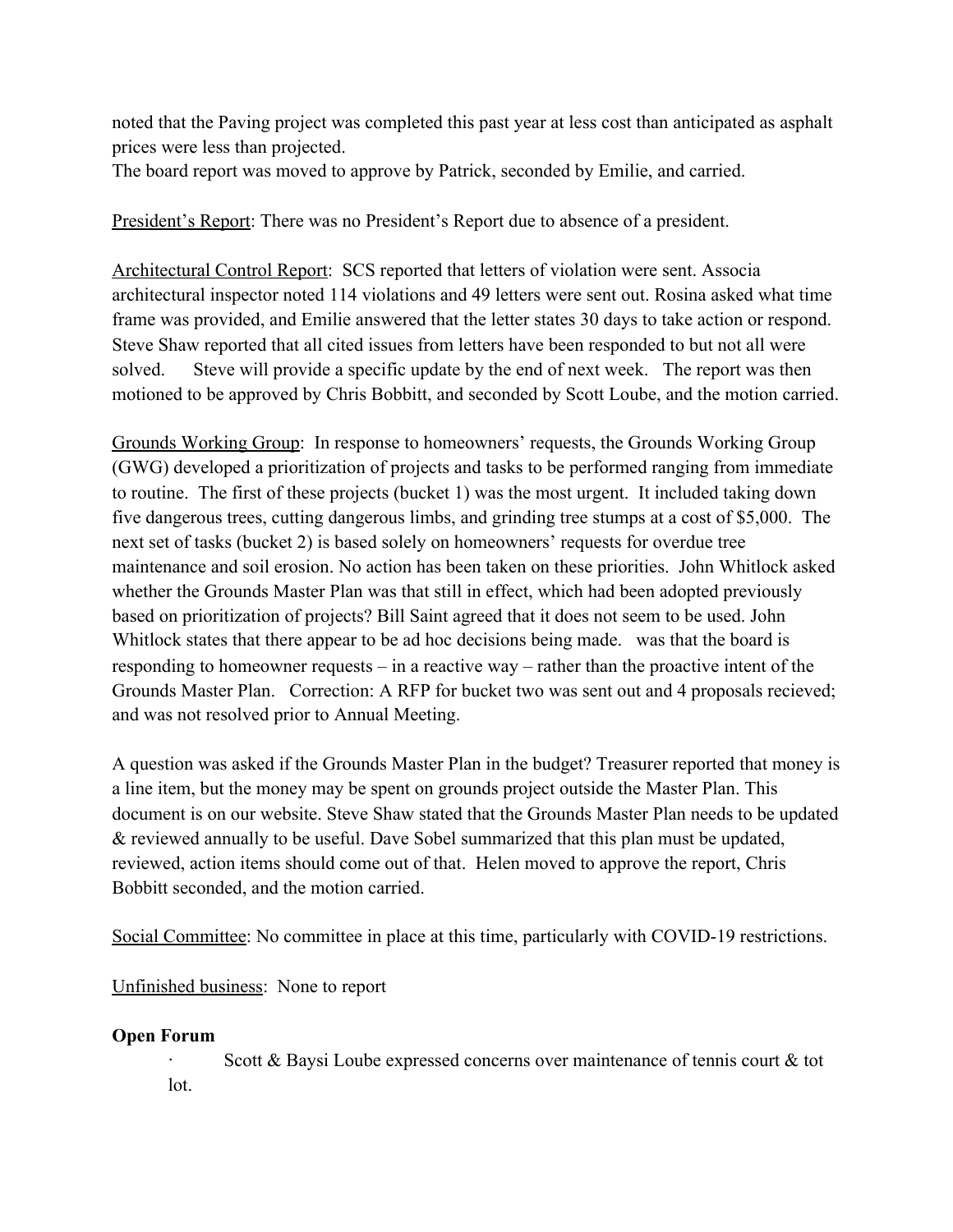noted that the Paving project was completed this past year at less cost than anticipated as asphalt prices were less than projected.
The board report was moved to approve by Patrick, seconded by Emilie, and carried.

<u>President's Report</u>: There was no President's Report due to absence of a president.

<u>Architectural Control Report</u>: SCS reported that letters of violation were sent. Associa architectural inspector noted 114 violations and 49 letters were sent out. Rosina asked what time frame was provided, and Emilie answered that the letter states 30 days to take action or respond. Steve Shaw reported that all cited issues from letters have been responded to but not all were solved. Steve will provide a specific update by the end of next week. The report was then motioned to be approved by Chris Bobbitt, and seconded by Scott Loube, and the motion carried.

<u>Grounds Working Group</u>: In response to homeowners' requests, the Grounds Working Group (GWG) developed a prioritization of projects and tasks to be performed ranging from immediate to routine. The first of these projects (bucket 1) was the most urgent. It included taking down five dangerous trees, cutting dangerous limbs, and grinding tree stumps at a cost of $5,000. The next set of tasks (bucket 2) is based solely on homeowners' requests for overdue tree maintenance and soil erosion. No action has been taken on these priorities. John Whitlock asked whether the Grounds Master Plan was that still in effect, which had been adopted previously based on prioritization of projects? Bill Saint agreed that it does not seem to be used. John Whitlock states that there appear to be ad hoc decisions being made. was that the board is responding to homeowner requests – in a reactive way – rather than the proactive intent of the Grounds Master Plan. Correction: A RFP for bucket two was sent out and 4 proposals recieved; and was not resolved prior to Annual Meeting.

A question was asked if the Grounds Master Plan in the budget? Treasurer reported that money is a line item, but the money may be spent on grounds project outside the Master Plan. This document is on our website. Steve Shaw stated that the Grounds Master Plan needs to be updated & reviewed annually to be useful. Dave Sobel summarized that this plan must be updated, reviewed, action items should come out of that. Helen moved to approve the report, Chris Bobbitt seconded, and the motion carried.

<u>Social Committee</u>: No committee in place at this time, particularly with COVID-19 restrictions.

<u>Unfinished business</u>: None to report

**Open Forum**

- Scott & Baysi Loube expressed concerns over maintenance of tennis court & tot lot.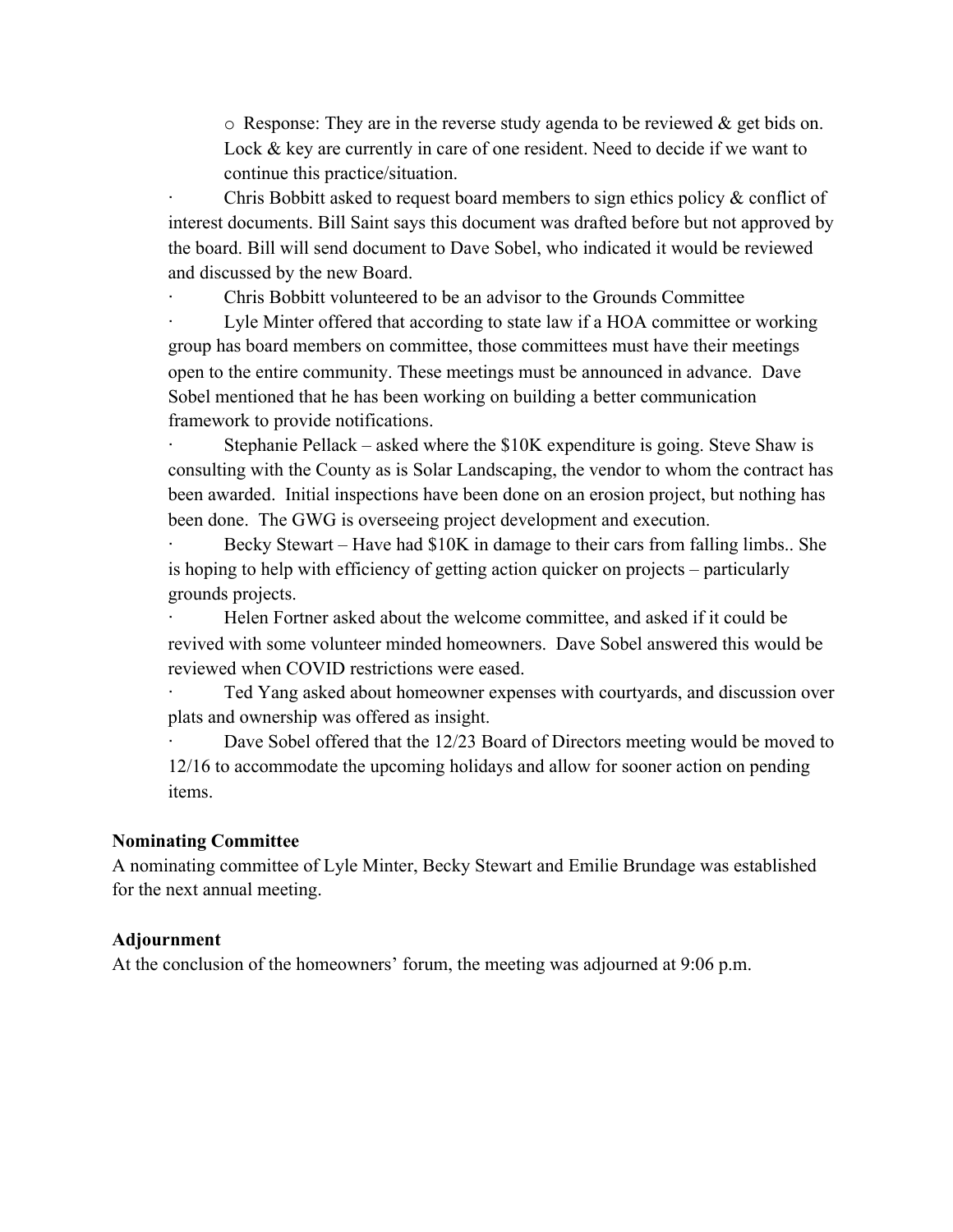- Response: They are in the reverse study agenda to be reviewed & get bids on. Lock & key are currently in care of one resident. Need to decide if we want to continue this practice/situation.

- Chris Bobbitt asked to request board members to sign ethics policy & conflict of interest documents. Bill Saint says this document was drafted before but not approved by the board. Bill will send document to Dave Sobel, who indicated it would be reviewed and discussed by the new Board.
- Chris Bobbitt volunteered to be an advisor to the Grounds Committee
- Lyle Minter offered that according to state law if a HOA committee or working group has board members on committee, those committees must have their meetings open to the entire community. These meetings must be announced in advance. Dave Sobel mentioned that he has been working on building a better communication framework to provide notifications.
- Stephanie Pellack – asked where the $10K expenditure is going. Steve Shaw is consulting with the County as is Solar Landscaping, the vendor to whom the contract has been awarded. Initial inspections have been done on an erosion project, but nothing has been done. The GWG is overseeing project development and execution.
- Becky Stewart – Have had $10K in damage to their cars from falling limbs.. She is hoping to help with efficiency of getting action quicker on projects – particularly grounds projects.
- Helen Fortner asked about the welcome committee, and asked if it could be revived with some volunteer minded homeowners. Dave Sobel answered this would be reviewed when COVID restrictions were eased.
- Ted Yang asked about homeowner expenses with courtyards, and discussion over plats and ownership was offered as insight.
- Dave Sobel offered that the 12/23 Board of Directors meeting would be moved to 12/16 to accommodate the upcoming holidays and allow for sooner action on pending items.

**Nominating Committee**

A nominating committee of Lyle Minter, Becky Stewart and Emilie Brundage was established for the next annual meeting.

**Adjournment**

At the conclusion of the homeowners' forum, the meeting was adjourned at 9:06 p.m.